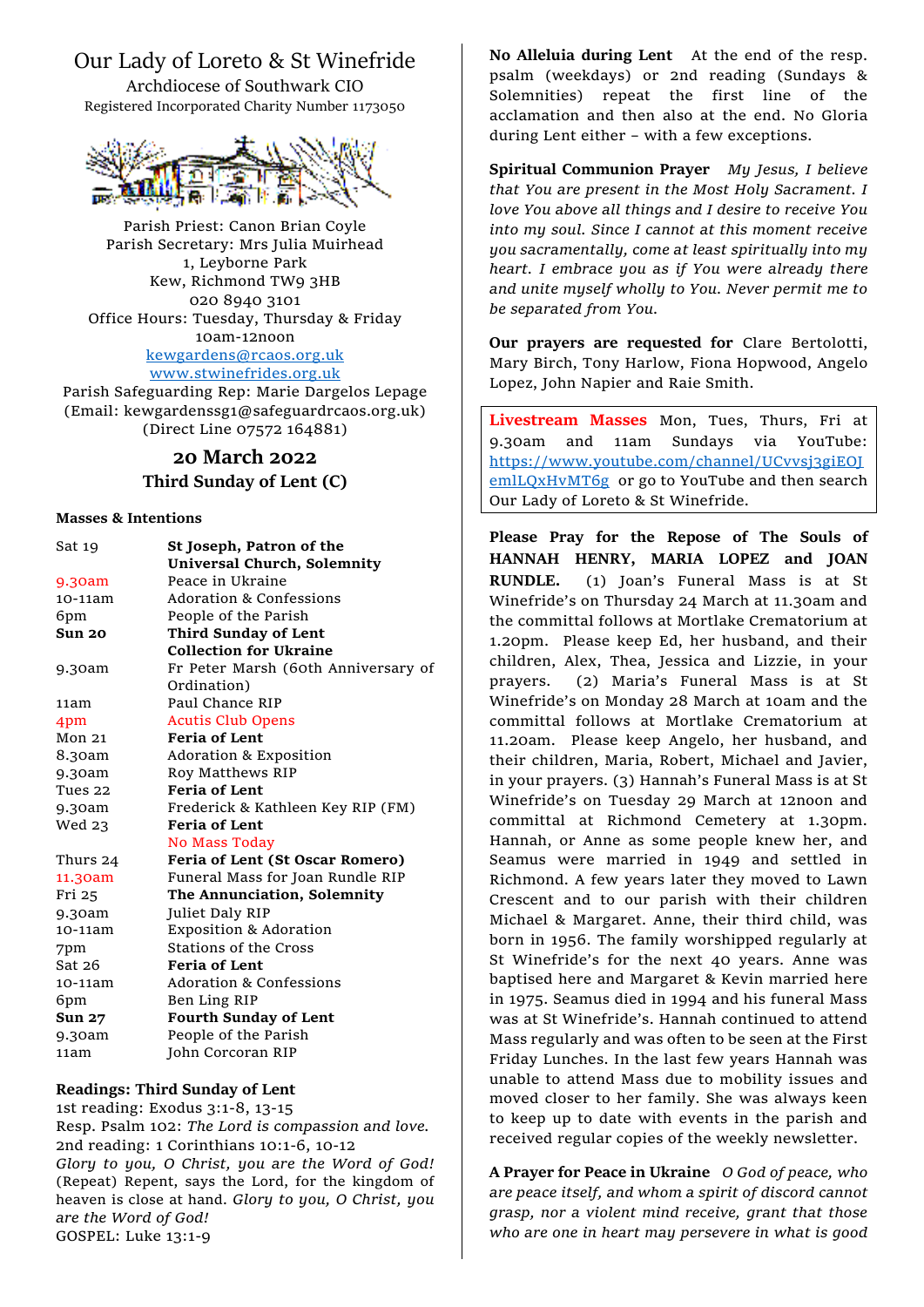# Our Lady of Loreto & St Winefride

Archdiocese of Southwark CIO
Registered Incorporated Charity Number 1173050

Parish Priest: Canon Brian Coyle
Parish Secretary: Mrs Julia Muirhead
1, Leyborne Park
Kew, Richmond TW9 3HB
020 8940 3101
Office Hours: Tuesday, Thursday & Friday
10am-12noon
kewgardens@rcaos.org.uk
www.stwinefrides.org.uk
Parish Safeguarding Rep: Marie Dargelos Lepage
(Email: kewgardenssg1@safeguardrcaos.org.uk)
(Direct Line 07572 164881)

## 20 March 2022
### Third Sunday of Lent (C)

**Masses & Intentions**

| | |
|---|---|
| Sat 19 | **St Joseph, Patron of the Universal Church, Solemnity** |
| 9.30am | Peace in Ukraine |
| 10-11am | Adoration & Confessions |
| 6pm | People of the Parish |
| **Sun 20** | **Third Sunday of Lent** |
| | **Collection for Ukraine** |
| 9.30am | Fr Peter Marsh (60th Anniversary of Ordination) |
| 11am | Paul Chance RIP |
| 4pm | Acutis Club Opens |
| Mon 21 | **Feria of Lent** |
| 8.30am | Adoration & Exposition |
| 9.30am | Roy Matthews RIP |
| Tues 22 | **Feria of Lent** |
| 9.30am | Frederick & Kathleen Key RIP (FM) |
| Wed 23 | **Feria of Lent** |
| | No Mass Today |
| Thurs 24 | **Feria of Lent (St Oscar Romero)** |
| 11.30am | Funeral Mass for Joan Rundle RIP |
| Fri 25 | **The Annunciation, Solemnity** |
| 9.30am | Juliet Daly RIP |
| 10-11am | Exposition & Adoration |
| 7pm | Stations of the Cross |
| Sat 26 | **Feria of Lent** |
| 10-11am | Adoration & Confessions |
| 6pm | Ben Ling RIP |
| **Sun 27** | **Fourth Sunday of Lent** |
| 9.30am | People of the Parish |
| 11am | John Corcoran RIP |

**Readings: Third Sunday of Lent**
1st reading: Exodus 3:1-8, 13-15
Resp. Psalm 102: *The Lord is compassion and love.*
2nd reading: 1 Corinthians 10:1-6, 10-12
*Glory to you, O Christ, you are the Word of God!* (Repeat) Repent, says the Lord, for the kingdom of heaven is close at hand. *Glory to you, O Christ, you are the Word of God!*
GOSPEL: Luke 13:1-9

**No Alleluia during Lent** At the end of the resp. psalm (weekdays) or 2nd reading (Sundays & Solemnities) repeat the first line of the acclamation and then also at the end. No Gloria during Lent either – with a few exceptions.

**Spiritual Communion Prayer** *My Jesus, I believe that You are present in the Most Holy Sacrament. I love You above all things and I desire to receive You into my soul. Since I cannot at this moment receive you sacramentally, come at least spiritually into my heart. I embrace you as if You were already there and unite myself wholly to You. Never permit me to be separated from You.*

**Our prayers are requested for** Clare Bertolotti, Mary Birch, Tony Harlow, Fiona Hopwood, Angelo Lopez, John Napier and Raie Smith.

**Livestream Masses** Mon, Tues, Thurs, Fri at 9.30am and 11am Sundays via YouTube: https://www.youtube.com/channel/UCvvsj3giEOJemlLQxHvMT6g or go to YouTube and then search Our Lady of Loreto & St Winefride.

**Please Pray for the Repose of The Souls of HANNAH HENRY, MARIA LOPEZ and JOAN RUNDLE.** (1) Joan's Funeral Mass is at St Winefride's on Thursday 24 March at 11.30am and the committal follows at Mortlake Crematorium at 1.20pm. Please keep Ed, her husband, and their children, Alex, Thea, Jessica and Lizzie, in your prayers. (2) Maria's Funeral Mass is at St Winefride's on Monday 28 March at 10am and the committal follows at Mortlake Crematorium at 11.20am. Please keep Angelo, her husband, and their children, Maria, Robert, Michael and Javier, in your prayers. (3) Hannah's Funeral Mass is at St Winefride's on Tuesday 29 March at 12noon and committal at Richmond Cemetery at 1.30pm. Hannah, or Anne as some people knew her, and Seamus were married in 1949 and settled in Richmond. A few years later they moved to Lawn Crescent and to our parish with their children Michael & Margaret. Anne, their third child, was born in 1956. The family worshipped regularly at St Winefride's for the next 40 years. Anne was baptised here and Margaret & Kevin married here in 1975. Seamus died in 1994 and his funeral Mass was at St Winefride's. Hannah continued to attend Mass regularly and was often to be seen at the First Friday Lunches. In the last few years Hannah was unable to attend Mass due to mobility issues and moved closer to her family. She was always keen to keep up to date with events in the parish and received regular copies of the weekly newsletter.

**A Prayer for Peace in Ukraine** *O God of peace, who are peace itself, and whom a spirit of discord cannot grasp, nor a violent mind receive, grant that those who are one in heart may persevere in what is good*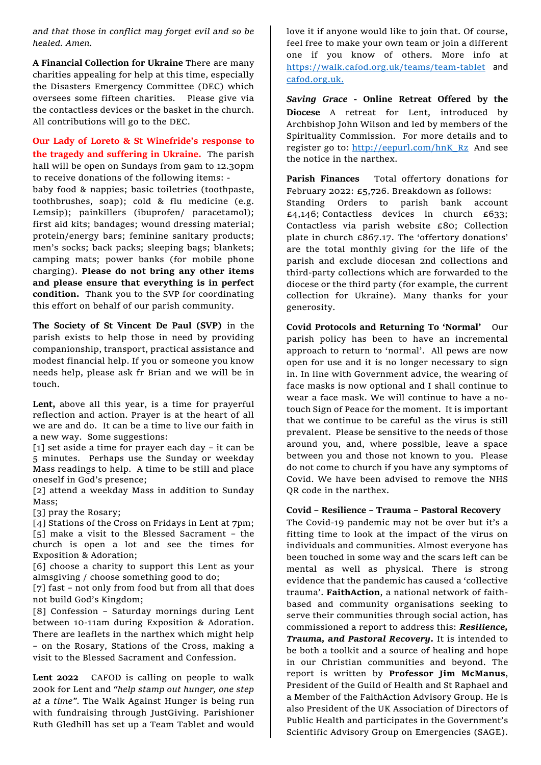*and that those in conflict may forget evil and so be healed. Amen.*

**A Financial Collection for Ukraine** There are many charities appealing for help at this time, especially the Disasters Emergency Committee (DEC) which oversees some fifteen charities. Please give via the contactless devices or the basket in the church. All contributions will go to the DEC.

**Our Lady of Loreto & St Winefride's response to the tragedy and suffering in Ukraine.** The parish hall will be open on Sundays from 9am to 12.30pm to receive donations of the following items: -
baby food & nappies; basic toiletries (toothpaste, toothbrushes, soap); cold & flu medicine (e.g. Lemsip); painkillers (ibuprofen/ paracetamol); first aid kits; bandages; wound dressing material; protein/energy bars; feminine sanitary products; men's socks; back packs; sleeping bags; blankets; camping mats; power banks (for mobile phone charging). **Please do not bring any other items and please ensure that everything is in perfect condition.** Thank you to the SVP for coordinating this effort on behalf of our parish community.

**The Society of St Vincent De Paul (SVP)** in the parish exists to help those in need by providing companionship, transport, practical assistance and modest financial help. If you or someone you know needs help, please ask fr Brian and we will be in touch.

**Lent,** above all this year, is a time for prayerful reflection and action. Prayer is at the heart of all we are and do. It can be a time to live our faith in a new way. Some suggestions:
[1] set aside a time for prayer each day – it can be 5 minutes. Perhaps use the Sunday or weekday Mass readings to help. A time to be still and place oneself in God's presence;
[2] attend a weekday Mass in addition to Sunday Mass;
[3] pray the Rosary;
[4] Stations of the Cross on Fridays in Lent at 7pm;
[5] make a visit to the Blessed Sacrament – the church is open a lot and see the times for Exposition & Adoration;
[6] choose a charity to support this Lent as your almsgiving / choose something good to do;
[7] fast – not only from food but from all that does not build God's Kingdom;
[8] Confession – Saturday mornings during Lent between 10-11am during Exposition & Adoration. There are leaflets in the narthex which might help – on the Rosary, Stations of the Cross, making a visit to the Blessed Sacrament and Confession.

**Lent 2022** CAFOD is calling on people to walk 200k for Lent and *"help stamp out hunger, one step at a time"*. The Walk Against Hunger is being run with fundraising through JustGiving. Parishioner Ruth Gledhill has set up a Team Tablet and would love it if anyone would like to join that. Of course, feel free to make your own team or join a different one if you know of others. More info at https://walk.cafod.org.uk/teams/team-tablet and cafod.org.uk.

***Saving Grace*** **- Online Retreat Offered by the Diocese** A retreat for Lent, introduced by Archbishop John Wilson and led by members of the Spirituality Commission. For more details and to register go to: http://eepurl.com/hnK_Rz And see the notice in the narthex.

**Parish Finances** Total offertory donations for February 2022: £5,726. Breakdown as follows:
Standing Orders to parish bank account £4,146; Contactless devices in church £633; Contactless via parish website £80; Collection plate in church £867.17. The 'offertory donations' are the total monthly giving for the life of the parish and exclude diocesan 2nd collections and third-party collections which are forwarded to the diocese or the third party (for example, the current collection for Ukraine). Many thanks for your generosity.

**Covid Protocols and Returning To 'Normal'** Our parish policy has been to have an incremental approach to return to 'normal'. All pews are now open for use and it is no longer necessary to sign in. In line with Government advice, the wearing of face masks is now optional and I shall continue to wear a face mask. We will continue to have a no-touch Sign of Peace for the moment. It is important that we continue to be careful as the virus is still prevalent. Please be sensitive to the needs of those around you, and, where possible, leave a space between you and those not known to you. Please do not come to church if you have any symptoms of Covid. We have been advised to remove the NHS QR code in the narthex.

**Covid – Resilience – Trauma – Pastoral Recovery**
The Covid-19 pandemic may not be over but it's a fitting time to look at the impact of the virus on individuals and communities. Almost everyone has been touched in some way and the scars left can be mental as well as physical. There is strong evidence that the pandemic has caused a 'collective trauma'. **FaithAction**, a national network of faith-based and community organisations seeking to serve their communities through social action, has commissioned a report to address this: ***Resilience, Trauma, and Pastoral Recovery***. It is intended to be both a toolkit and a source of healing and hope in our Christian communities and beyond. The report is written by **Professor Jim McManus**, President of the Guild of Health and St Raphael and a Member of the FaithAction Advisory Group. He is also President of the UK Association of Directors of Public Health and participates in the Government's Scientific Advisory Group on Emergencies (SAGE).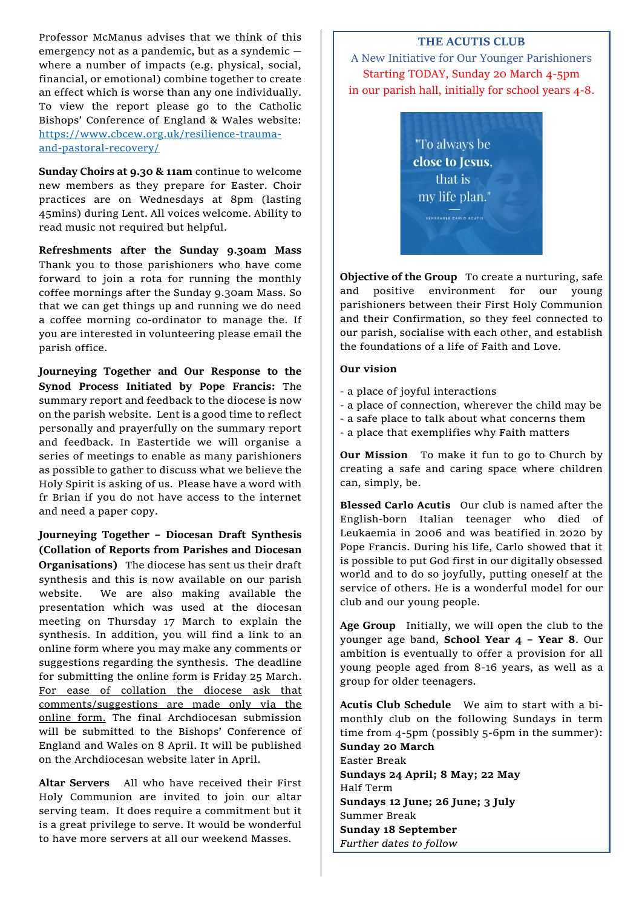Professor McManus advises that we think of this emergency not as a pandemic, but as a syndemic — where a number of impacts (e.g. physical, social, financial, or emotional) combine together to create an effect which is worse than any one individually. To view the report please go to the Catholic Bishops' Conference of England & Wales website: https://www.cbcew.org.uk/resilience-trauma-and-pastoral-recovery/

**Sunday Choirs at 9.30 & 11am** continue to welcome new members as they prepare for Easter. Choir practices are on Wednesdays at 8pm (lasting 45mins) during Lent. All voices welcome. Ability to read music not required but helpful.

**Refreshments after the Sunday 9.30am Mass** Thank you to those parishioners who have come forward to join a rota for running the monthly coffee mornings after the Sunday 9.30am Mass. So that we can get things up and running we do need a coffee morning co-ordinator to manage the. If you are interested in volunteering please email the parish office.

**Journeying Together and Our Response to the Synod Process Initiated by Pope Francis:** The summary report and feedback to the diocese is now on the parish website. Lent is a good time to reflect personally and prayerfully on the summary report and feedback. In Eastertide we will organise a series of meetings to enable as many parishioners as possible to gather to discuss what we believe the Holy Spirit is asking of us. Please have a word with fr Brian if you do not have access to the internet and need a paper copy.

**Journeying Together – Diocesan Draft Synthesis (Collation of Reports from Parishes and Diocesan Organisations)** The diocese has sent us their draft synthesis and this is now available on our parish website. We are also making available the presentation which was used at the diocesan meeting on Thursday 17 March to explain the synthesis. In addition, you will find a link to an online form where you may make any comments or suggestions regarding the synthesis. The deadline for submitting the online form is Friday 25 March. For ease of collation the diocese ask that comments/suggestions are made only via the online form. The final Archdiocesan submission will be submitted to the Bishops' Conference of England and Wales on 8 April. It will be published on the Archdiocesan website later in April.

**Altar Servers** All who have received their First Holy Communion are invited to join our altar serving team. It does require a commitment but it is a great privilege to serve. It would be wonderful to have more servers at all our weekend Masses.

## THE ACUTIS CLUB

A New Initiative for Our Younger Parishioners

Starting TODAY, Sunday 20 March 4-5pm

in our parish hall, initially for school years 4-8.

"To always be close to Jesus, that is my life plan."
VENERABLE CARLO ACUTIS

**Objective of the Group** To create a nurturing, safe and positive environment for our young parishioners between their First Holy Communion and their Confirmation, so they feel connected to our parish, socialise with each other, and establish the foundations of a life of Faith and Love.

**Our vision**

- a place of joyful interactions
- a place of connection, wherever the child may be
- a safe place to talk about what concerns them
- a place that exemplifies why Faith matters

**Our Mission** To make it fun to go to Church by creating a safe and caring space where children can, simply, be.

**Blessed Carlo Acutis** Our club is named after the English-born Italian teenager who died of Leukaemia in 2006 and was beatified in 2020 by Pope Francis. During his life, Carlo showed that it is possible to put God first in our digitally obsessed world and to do so joyfully, putting oneself at the service of others. He is a wonderful model for our club and our young people.

**Age Group** Initially, we will open the club to the younger age band, **School Year 4 – Year 8**. Our ambition is eventually to offer a provision for all young people aged from 8-16 years, as well as a group for older teenagers.

**Acutis Club Schedule** We aim to start with a bi-monthly club on the following Sundays in term time from 4-5pm (possibly 5-6pm in the summer):
**Sunday 20 March**
Easter Break
**Sundays 24 April; 8 May; 22 May**
Half Term
**Sundays 12 June; 26 June; 3 July**
Summer Break
**Sunday 18 September**
*Further dates to follow*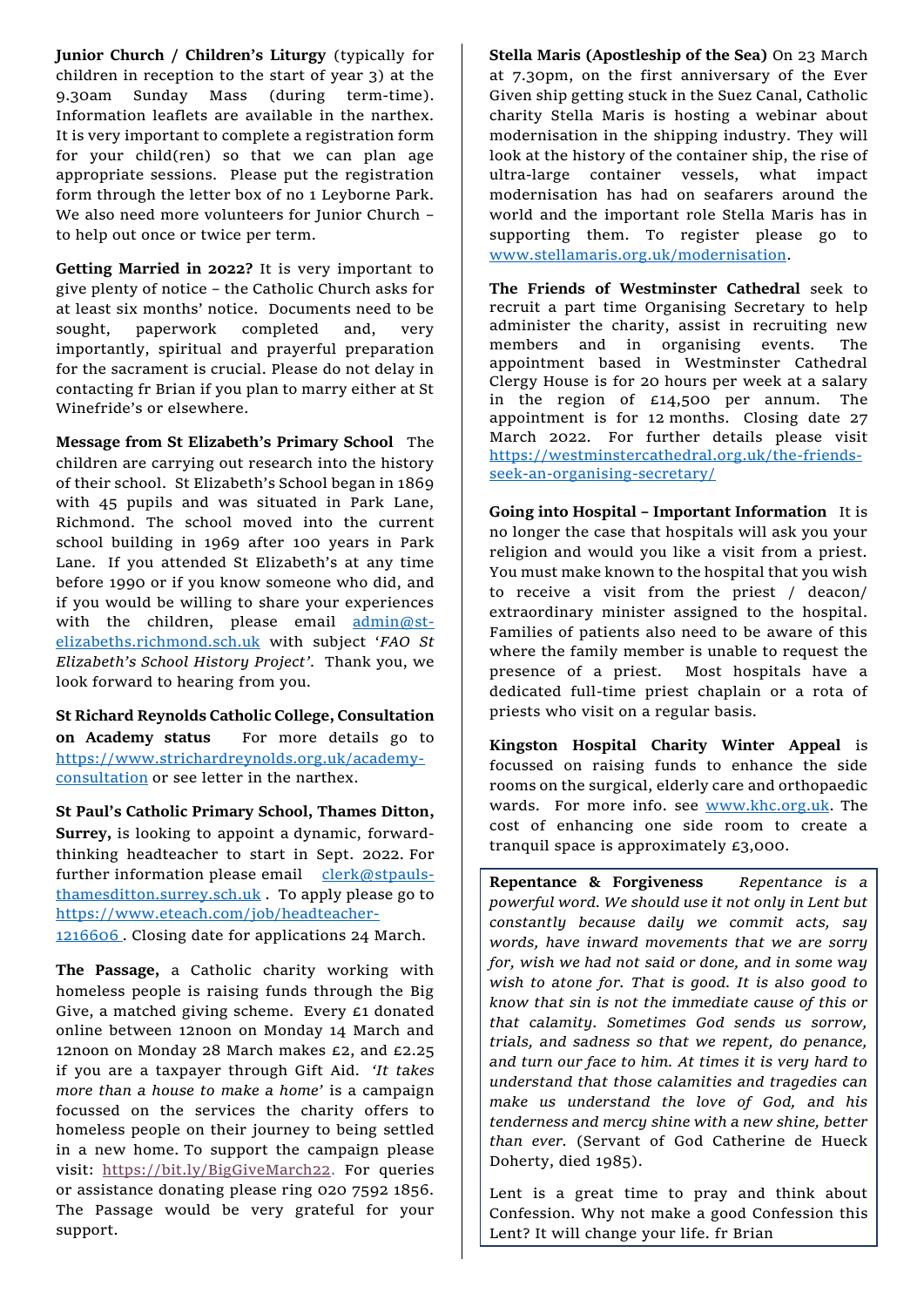**Junior Church / Children's Liturgy** (typically for children in reception to the start of year 3) at the 9.30am Sunday Mass (during term-time). Information leaflets are available in the narthex. It is very important to complete a registration form for your child(ren) so that we can plan age appropriate sessions. Please put the registration form through the letter box of no 1 Leyborne Park. We also need more volunteers for Junior Church – to help out once or twice per term.

**Getting Married in 2022?** It is very important to give plenty of notice – the Catholic Church asks for at least six months' notice. Documents need to be sought, paperwork completed and, very importantly, spiritual and prayerful preparation for the sacrament is crucial. Please do not delay in contacting fr Brian if you plan to marry either at St Winefride's or elsewhere.

**Message from St Elizabeth's Primary School** The children are carrying out research into the history of their school. St Elizabeth's School began in 1869 with 45 pupils and was situated in Park Lane, Richmond. The school moved into the current school building in 1969 after 100 years in Park Lane. If you attended St Elizabeth's at any time before 1990 or if you know someone who did, and if you would be willing to share your experiences with the children, please email admin@st-elizabeths.richmond.sch.uk with subject '*FAO St Elizabeth's School History Project'*. Thank you, we look forward to hearing from you.

**St Richard Reynolds Catholic College, Consultation on Academy status** For more details go to https://www.strichardreynolds.org.uk/academy-consultation or see letter in the narthex.

**St Paul's Catholic Primary School, Thames Ditton, Surrey,** is looking to appoint a dynamic, forward-thinking headteacher to start in Sept. 2022. For further information please email clerk@stpauls-thamesditton.surrey.sch.uk . To apply please go to https://www.eteach.com/job/headteacher-1216606 . Closing date for applications 24 March.

**The Passage,** a Catholic charity working with homeless people is raising funds through the Big Give, a matched giving scheme. Every £1 donated online between 12noon on Monday 14 March and 12noon on Monday 28 March makes £2, and £2.25 if you are a taxpayer through Gift Aid. *'It takes more than a house to make a home'* is a campaign focussed on the services the charity offers to homeless people on their journey to being settled in a new home. To support the campaign please visit: https://bit.ly/BigGiveMarch22. For queries or assistance donating please ring 020 7592 1856. The Passage would be very grateful for your support.

**Stella Maris (Apostleship of the Sea)** On 23 March at 7.30pm, on the first anniversary of the Ever Given ship getting stuck in the Suez Canal, Catholic charity Stella Maris is hosting a webinar about modernisation in the shipping industry. They will look at the history of the container ship, the rise of ultra-large container vessels, what impact modernisation has had on seafarers around the world and the important role Stella Maris has in supporting them. To register please go to www.stellamaris.org.uk/modernisation.

**The Friends of Westminster Cathedral** seek to recruit a part time Organising Secretary to help administer the charity, assist in recruiting new members and in organising events. The appointment based in Westminster Cathedral Clergy House is for 20 hours per week at a salary in the region of £14,500 per annum. The appointment is for 12 months. Closing date 27 March 2022. For further details please visit https://westminstercathedral.org.uk/the-friends-seek-an-organising-secretary/

**Going into Hospital – Important Information** It is no longer the case that hospitals will ask you your religion and would you like a visit from a priest. You must make known to the hospital that you wish to receive a visit from the priest / deacon/ extraordinary minister assigned to the hospital. Families of patients also need to be aware of this where the family member is unable to request the presence of a priest. Most hospitals have a dedicated full-time priest chaplain or a rota of priests who visit on a regular basis.

**Kingston Hospital Charity Winter Appeal** is focussed on raising funds to enhance the side rooms on the surgical, elderly care and orthopaedic wards. For more info. see www.khc.org.uk. The cost of enhancing one side room to create a tranquil space is approximately £3,000.

**Repentance & Forgiveness** *Repentance is a powerful word. We should use it not only in Lent but constantly because daily we commit acts, say words, have inward movements that we are sorry for, wish we had not said or done, and in some way wish to atone for. That is good. It is also good to know that sin is not the immediate cause of this or that calamity. Sometimes God sends us sorrow, trials, and sadness so that we repent, do penance, and turn our face to him. At times it is very hard to understand that those calamities and tragedies can make us understand the love of God, and his tenderness and mercy shine with a new shine, better than ever.* (Servant of God Catherine de Hueck Doherty, died 1985).

Lent is a great time to pray and think about Confession. Why not make a good Confession this Lent? It will change your life. fr Brian